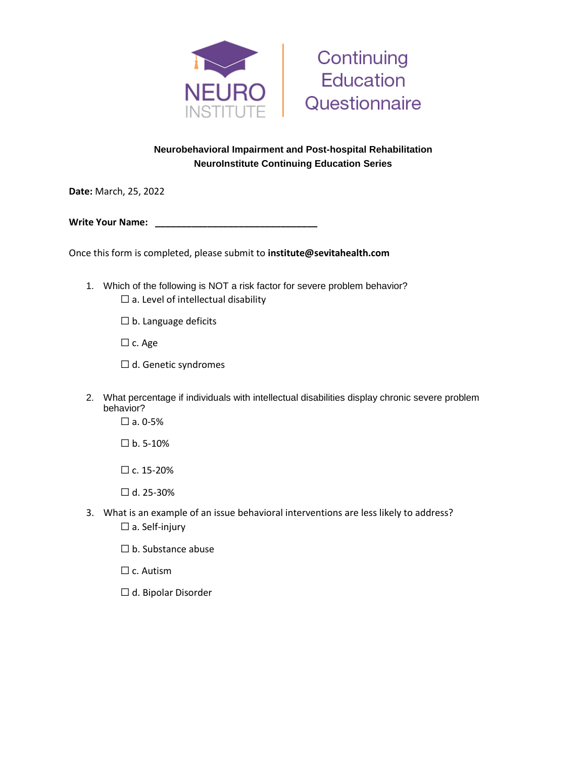NEURO INSTITUTE

# Continuing Education Questionnaire

**Neurobehavioral Impairment and Post-hospital Rehabilitation**
**NeuroInstitute Continuing Education Series**

**Date:** March, 25, 2022

**Write Your Name:** ________________________________

Once this form is completed, please submit to **institute@sevitahealth.com**

1. Which of the following is NOT a risk factor for severe problem behavior?
   - ☐ a. Level of intellectual disability
   - ☐ b. Language deficits
   - ☐ c. Age
   - ☐ d. Genetic syndromes

2. What percentage if individuals with intellectual disabilities display chronic severe problem behavior?
   - ☐ a. 0-5%
   - ☐ b. 5-10%
   - ☐ c. 15-20%
   - ☐ d. 25-30%

3. What is an example of an issue behavioral interventions are less likely to address?
   - ☐ a. Self-injury
   - ☐ b. Substance abuse
   - ☐ c. Autism
   - ☐ d. Bipolar Disorder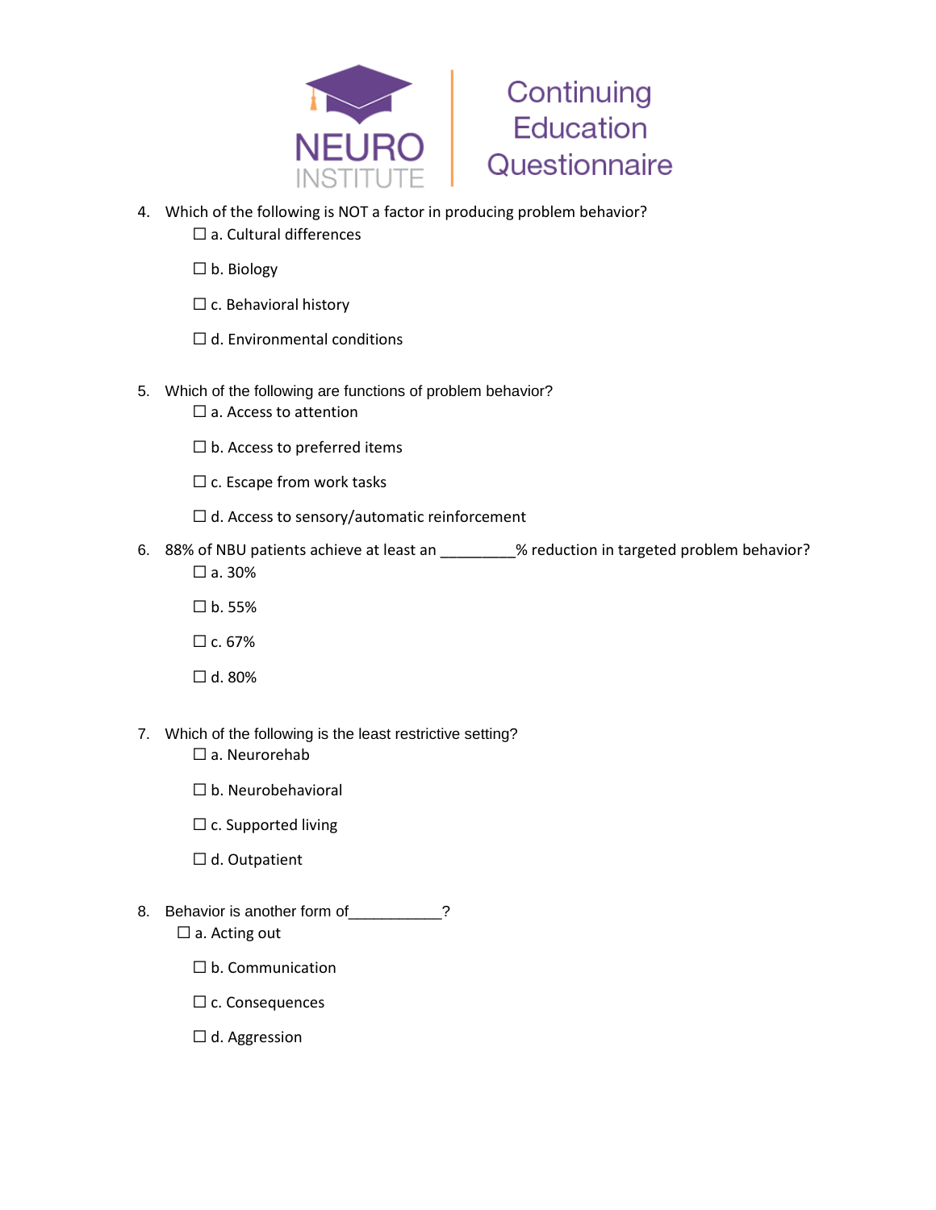4. Which of the following is NOT a factor in producing problem behavior?
   - ☐ a. Cultural differences
   - ☐ b. Biology
   - ☐ c. Behavioral history
   - ☐ d. Environmental conditions

5. Which of the following are functions of problem behavior?
   - ☐ a. Access to attention
   - ☐ b. Access to preferred items
   - ☐ c. Escape from work tasks
   - ☐ d. Access to sensory/automatic reinforcement

6. 88% of NBU patients achieve at least an _________% reduction in targeted problem behavior?
   - ☐ a. 30%
   - ☐ b. 55%
   - ☐ c. 67%
   - ☐ d. 80%

7. Which of the following is the least restrictive setting?
   - ☐ a. Neurorehab
   - ☐ b. Neurobehavioral
   - ☐ c. Supported living
   - ☐ d. Outpatient

8. Behavior is another form of___________?
   - ☐ a. Acting out
   - ☐ b. Communication
   - ☐ c. Consequences
   - ☐ d. Aggression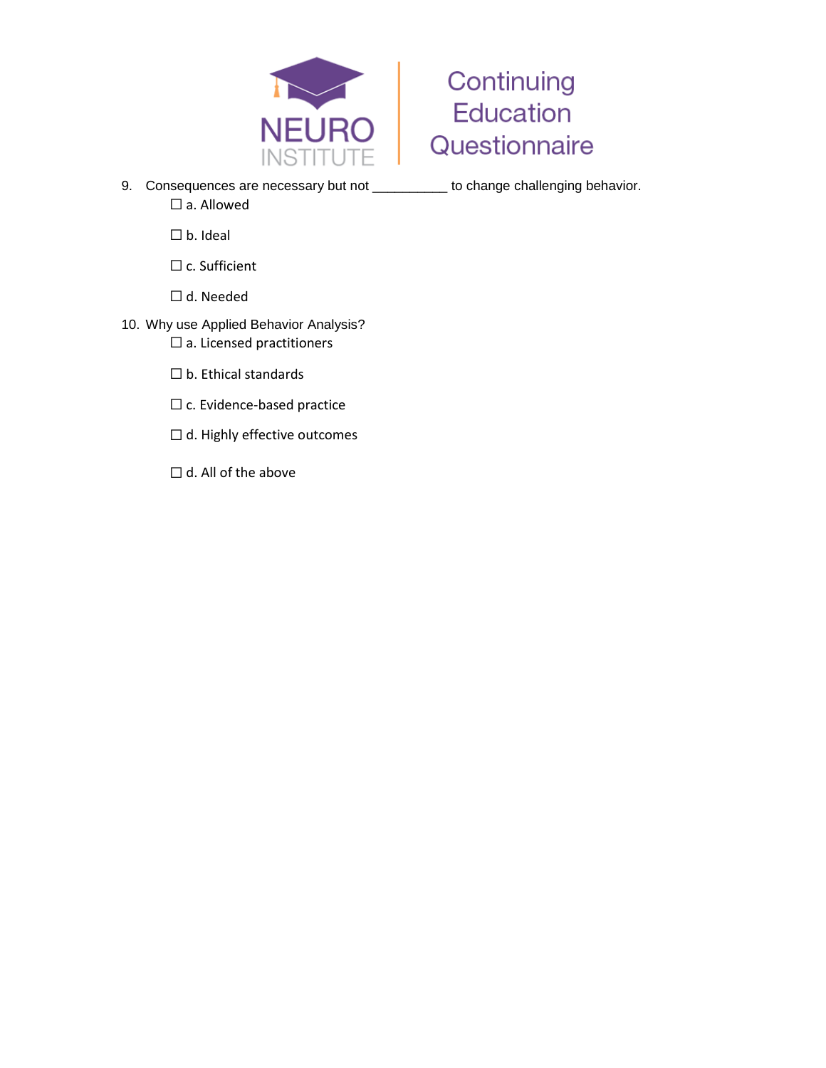NEURO INSTITUTE | Continuing Education Questionnaire

9. Consequences are necessary but not __________ to change challenging behavior.
   - ☐ a. Allowed
   - ☐ b. Ideal
   - ☐ c. Sufficient
   - ☐ d. Needed

10. Why use Applied Behavior Analysis?
    - ☐ a. Licensed practitioners
    - ☐ b. Ethical standards
    - ☐ c. Evidence-based practice
    - ☐ d. Highly effective outcomes
    - ☐ d. All of the above